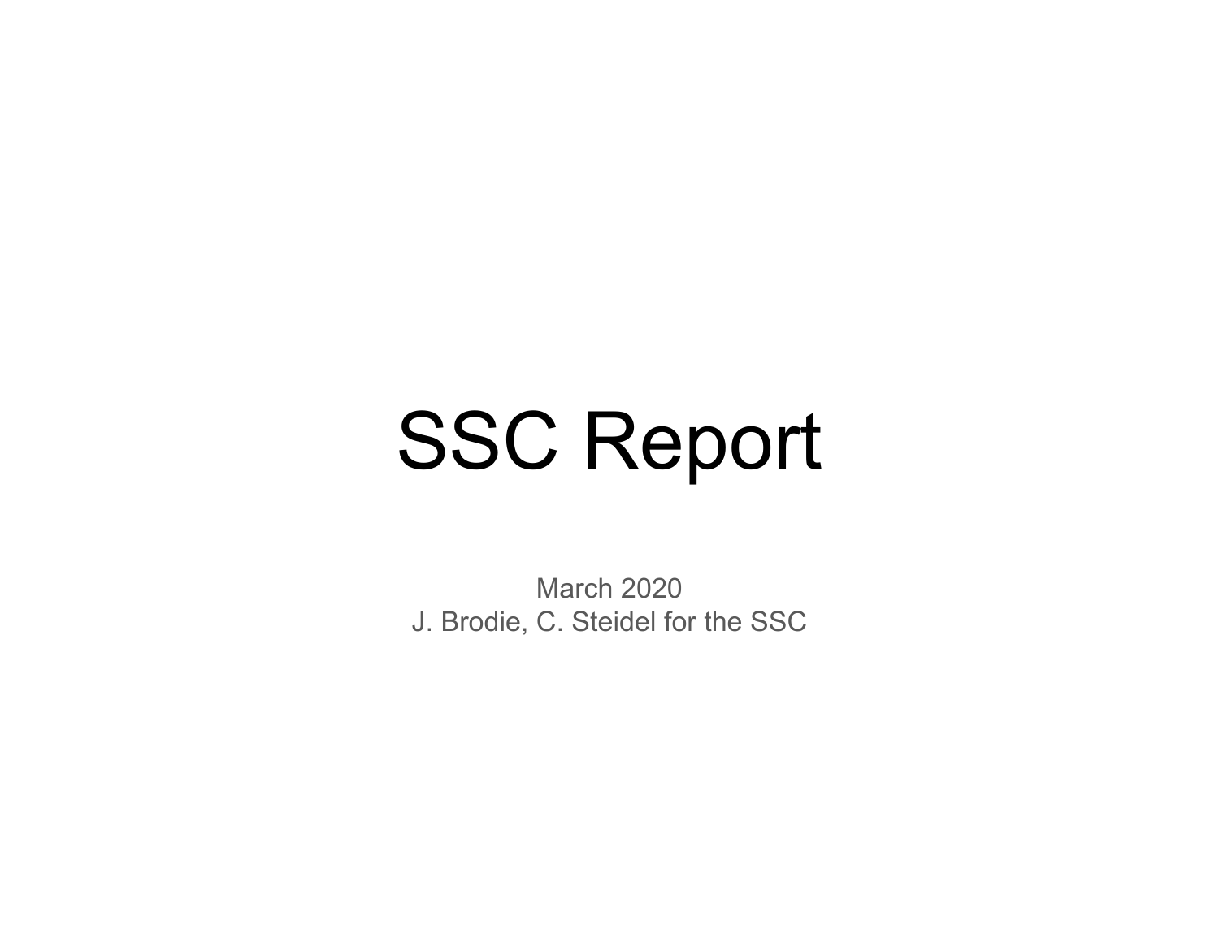# SSC Report

March 2020
J. Brodie, C. Steidel for the SSC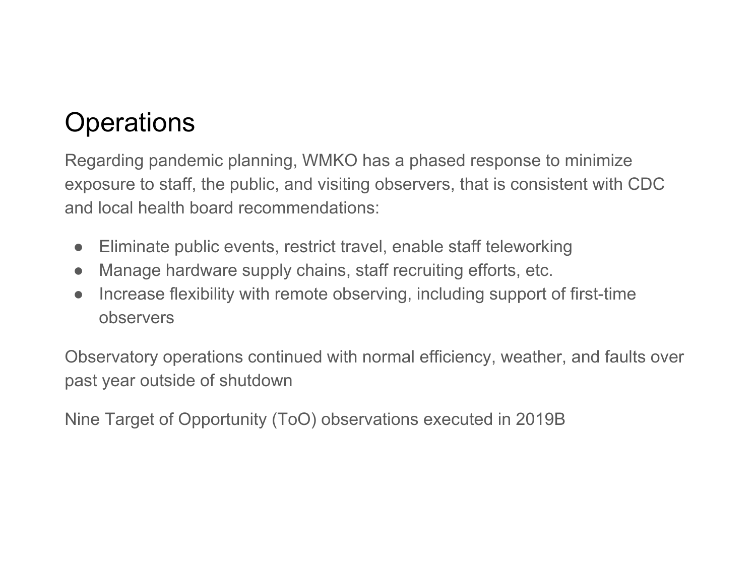# Operations

Regarding pandemic planning, WMKO has a phased response to minimize exposure to staff, the public, and visiting observers, that is consistent with CDC and local health board recommendations:

- Eliminate public events, restrict travel, enable staff teleworking
- Manage hardware supply chains, staff recruiting efforts, etc.
- Increase flexibility with remote observing, including support of first-time observers

Observatory operations continued with normal efficiency, weather, and faults over past year outside of shutdown

Nine Target of Opportunity (ToO) observations executed in 2019B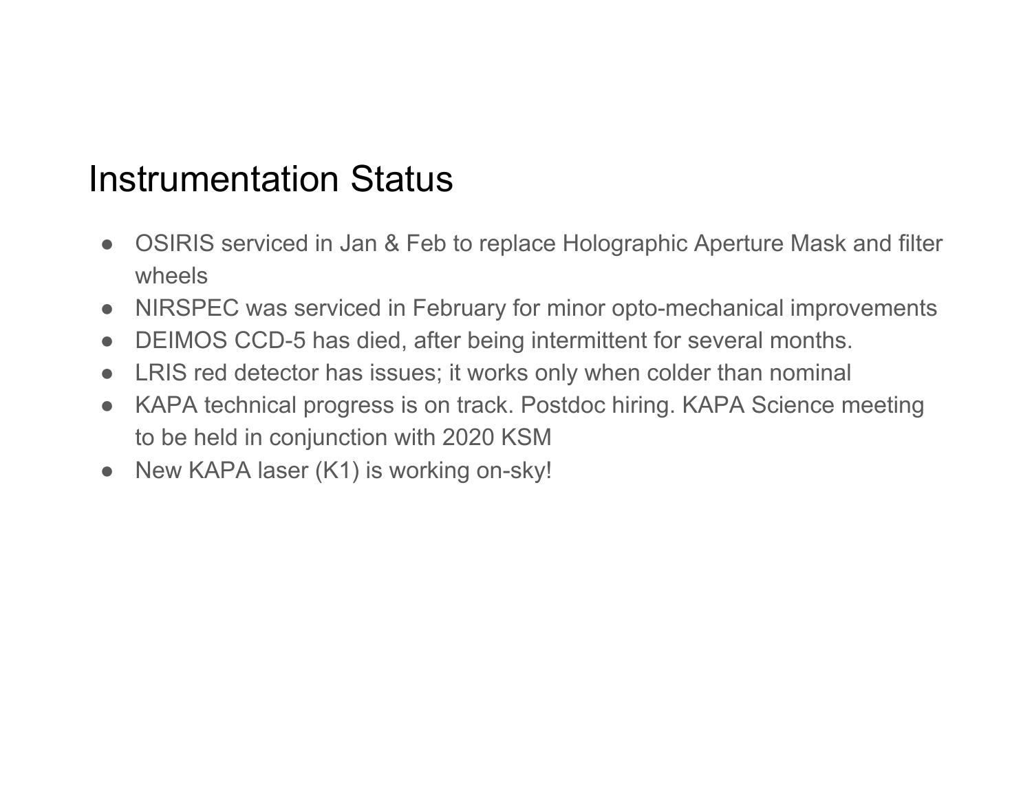# Instrumentation Status

- OSIRIS serviced in Jan & Feb to replace Holographic Aperture Mask and filter wheels
- NIRSPEC was serviced in February for minor opto-mechanical improvements
- DEIMOS CCD-5 has died, after being intermittent for several months.
- LRIS red detector has issues; it works only when colder than nominal
- KAPA technical progress is on track. Postdoc hiring. KAPA Science meeting to be held in conjunction with 2020 KSM
- New KAPA laser (K1) is working on-sky!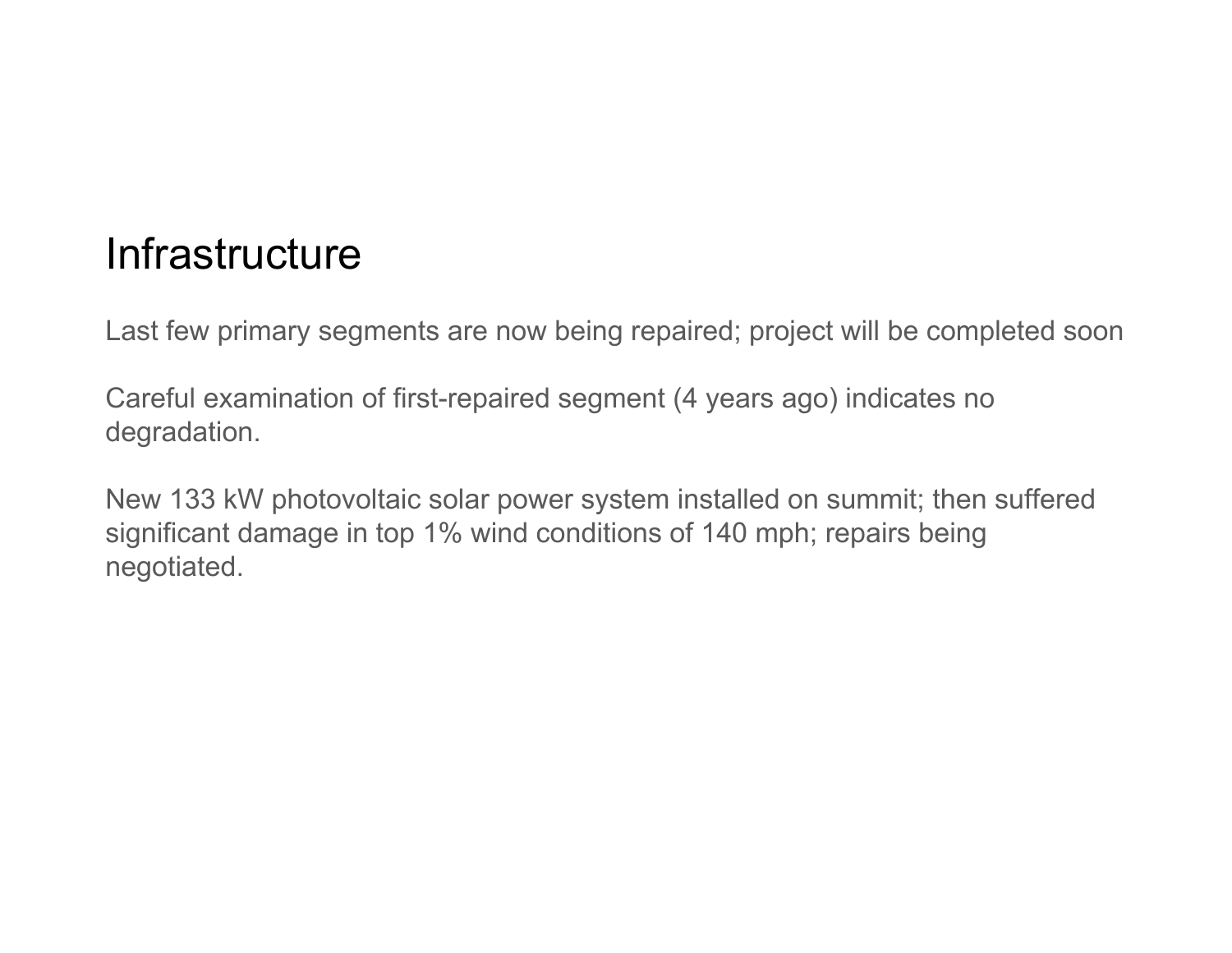# Infrastructure

Last few primary segments are now being repaired; project will be completed soon

Careful examination of first-repaired segment (4 years ago) indicates no degradation.

New 133 kW photovoltaic solar power system installed on summit; then suffered significant damage in top 1% wind conditions of 140 mph; repairs being negotiated.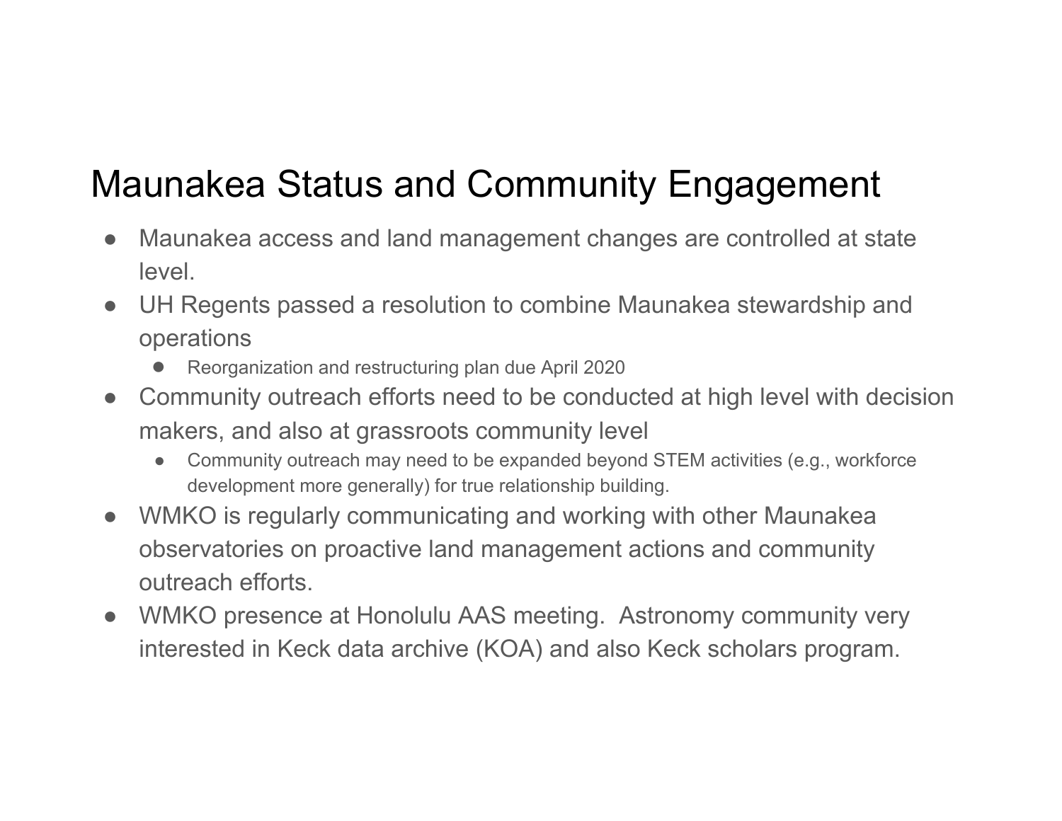# Maunakea Status and Community Engagement

- Maunakea access and land management changes are controlled at state level.
- UH Regents passed a resolution to combine Maunakea stewardship and operations
  - Reorganization and restructuring plan due April 2020
- Community outreach efforts need to be conducted at high level with decision makers, and also at grassroots community level
  - Community outreach may need to be expanded beyond STEM activities (e.g., workforce development more generally) for true relationship building.
- WMKO is regularly communicating and working with other Maunakea observatories on proactive land management actions and community outreach efforts.
- WMKO presence at Honolulu AAS meeting.  Astronomy community very interested in Keck data archive (KOA) and also Keck scholars program.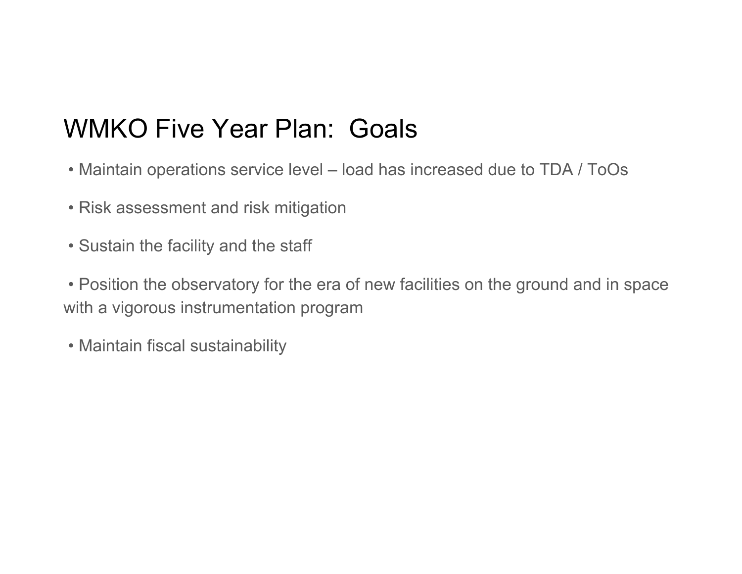# WMKO Five Year Plan: Goals

- Maintain operations service level – load has increased due to TDA / ToOs
- Risk assessment and risk mitigation
- Sustain the facility and the staff
- Position the observatory for the era of new facilities on the ground and in space with a vigorous instrumentation program
- Maintain fiscal sustainability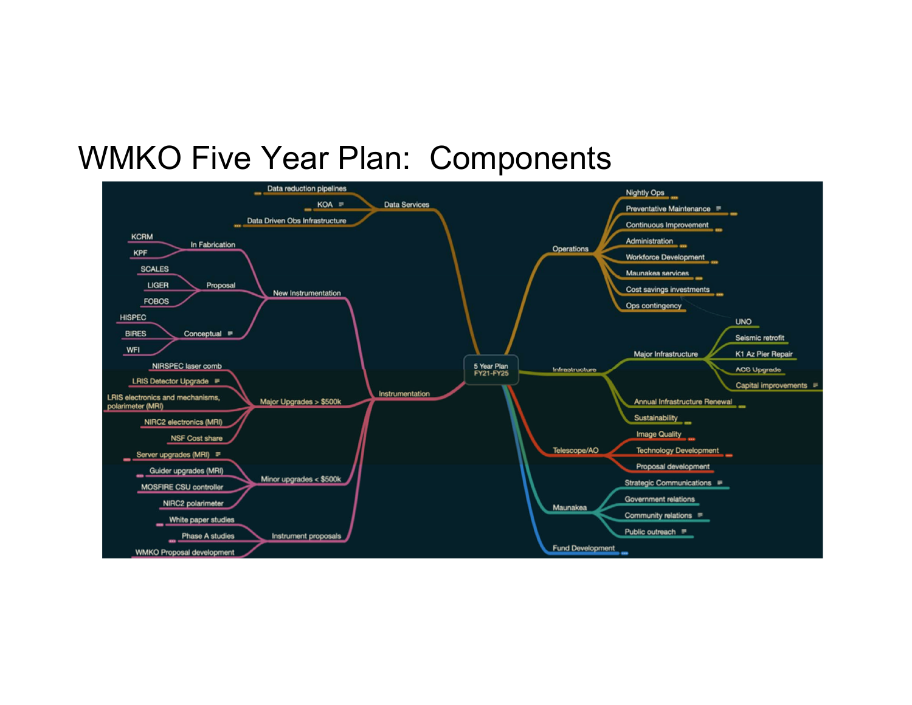# WMKO Five Year Plan: Components

- 5 Year Plan FY21-FY25
  - Data Services
    - Data reduction pipelines
    - KOA
    - Data Driven Obs Infrastructure
  - Instrumentation
    - New Instrumentation
      - In Fabrication
        - KCRM
        - KPF
      - Proposal
        - SCALES
        - LIGER
        - FOBOS
      - Conceptual
        - HISPEC
        - BIRES
        - WFI
    - Major Upgrades > $500k
      - NIRSPEC laser comb
      - LRIS Detector Upgrade
      - LRIS electronics and mechanisms, polarimeter (MRI)
      - NIRC2 electronics (MRI)
      - NSF Cost share
    - Minor upgrades < $500k
      - Server upgrades (MRI)
      - Guider upgrades (MRI)
      - MOSFIRE CSU controller
      - NIRC2 polarimeter
    - Instrument proposals
      - White paper studies
      - Phase A studies
      - WMKO Proposal development
  - Operations
    - Nightly Ops
    - Preventative Maintenance
    - Continuous Improvement
    - Administration
    - Workforce Development
    - Maunakea services
    - Cost savings investments
    - Ops contingency
  - Infrastructure
    - Major Infrastructure
      - UNO
      - Seismic retrofit
      - K1 Az Pier Repair
      - ACS Upgrade
      - Capital improvements
    - Annual Infrastructure Renewal
    - Sustainability
  - Telescope/AO
    - Image Quality
    - Technology Development
    - Proposal development
  - Maunakea
    - Strategic Communications
    - Government relations
    - Community relations
    - Public outreach
  - Fund Development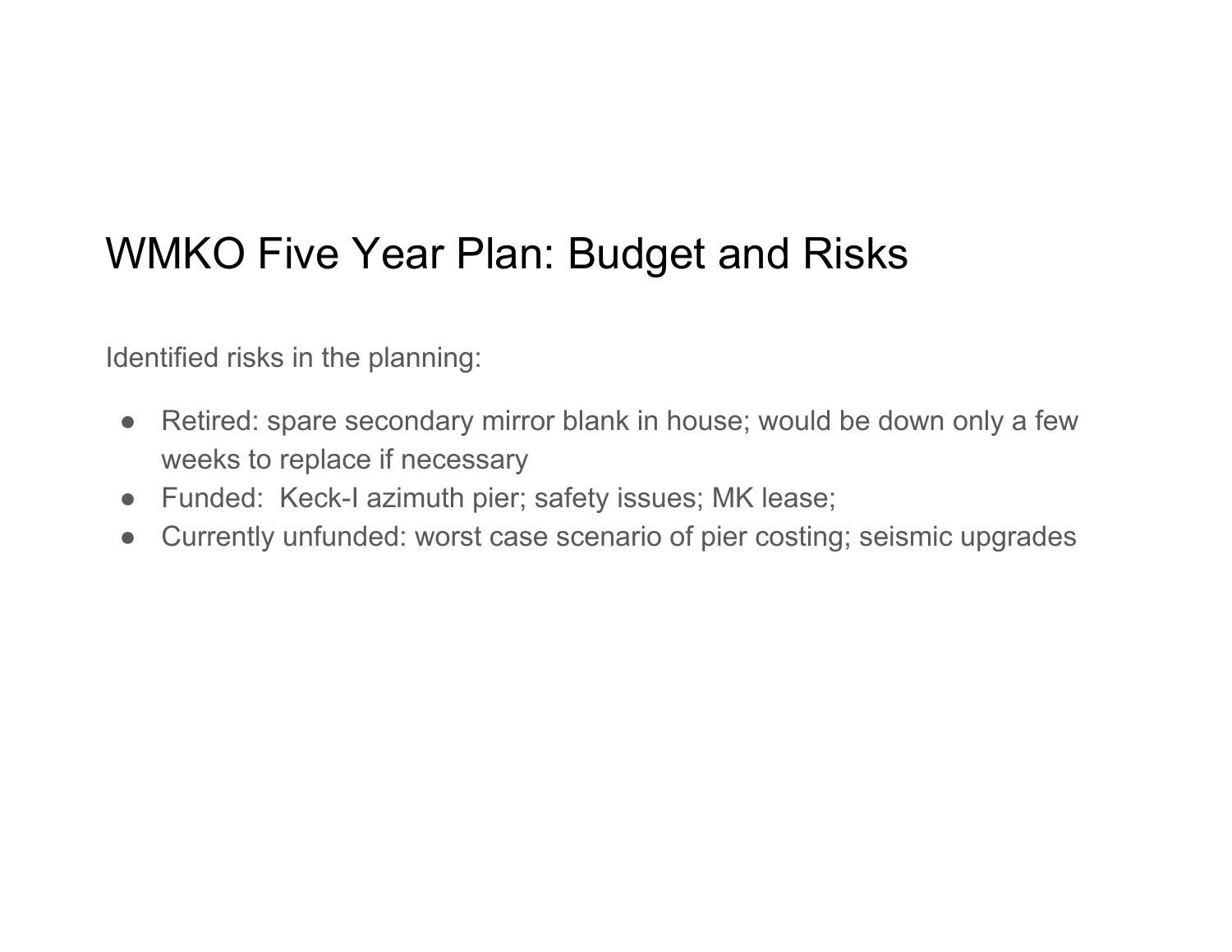# WMKO Five Year Plan: Budget and Risks

Identified risks in the planning:

- Retired: spare secondary mirror blank in house; would be down only a few weeks to replace if necessary
- Funded:  Keck-I azimuth pier; safety issues; MK lease;
- Currently unfunded: worst case scenario of pier costing; seismic upgrades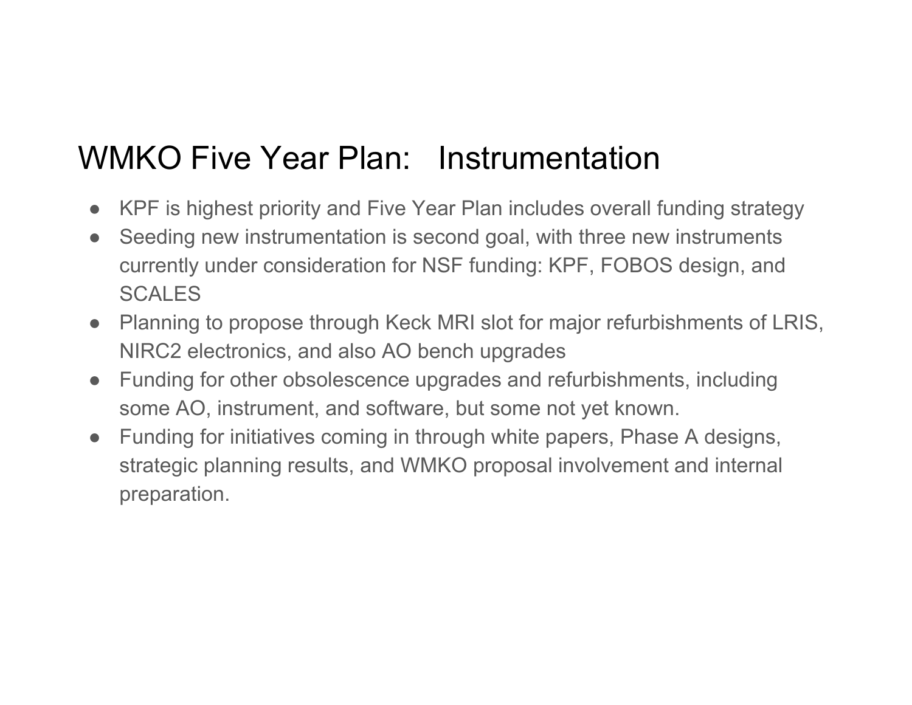# WMKO Five Year Plan: Instrumentation

- KPF is highest priority and Five Year Plan includes overall funding strategy
- Seeding new instrumentation is second goal, with three new instruments currently under consideration for NSF funding: KPF, FOBOS design, and SCALES
- Planning to propose through Keck MRI slot for major refurbishments of LRIS, NIRC2 electronics, and also AO bench upgrades
- Funding for other obsolescence upgrades and refurbishments, including some AO, instrument, and software, but some not yet known.
- Funding for initiatives coming in through white papers, Phase A designs, strategic planning results, and WMKO proposal involvement and internal preparation.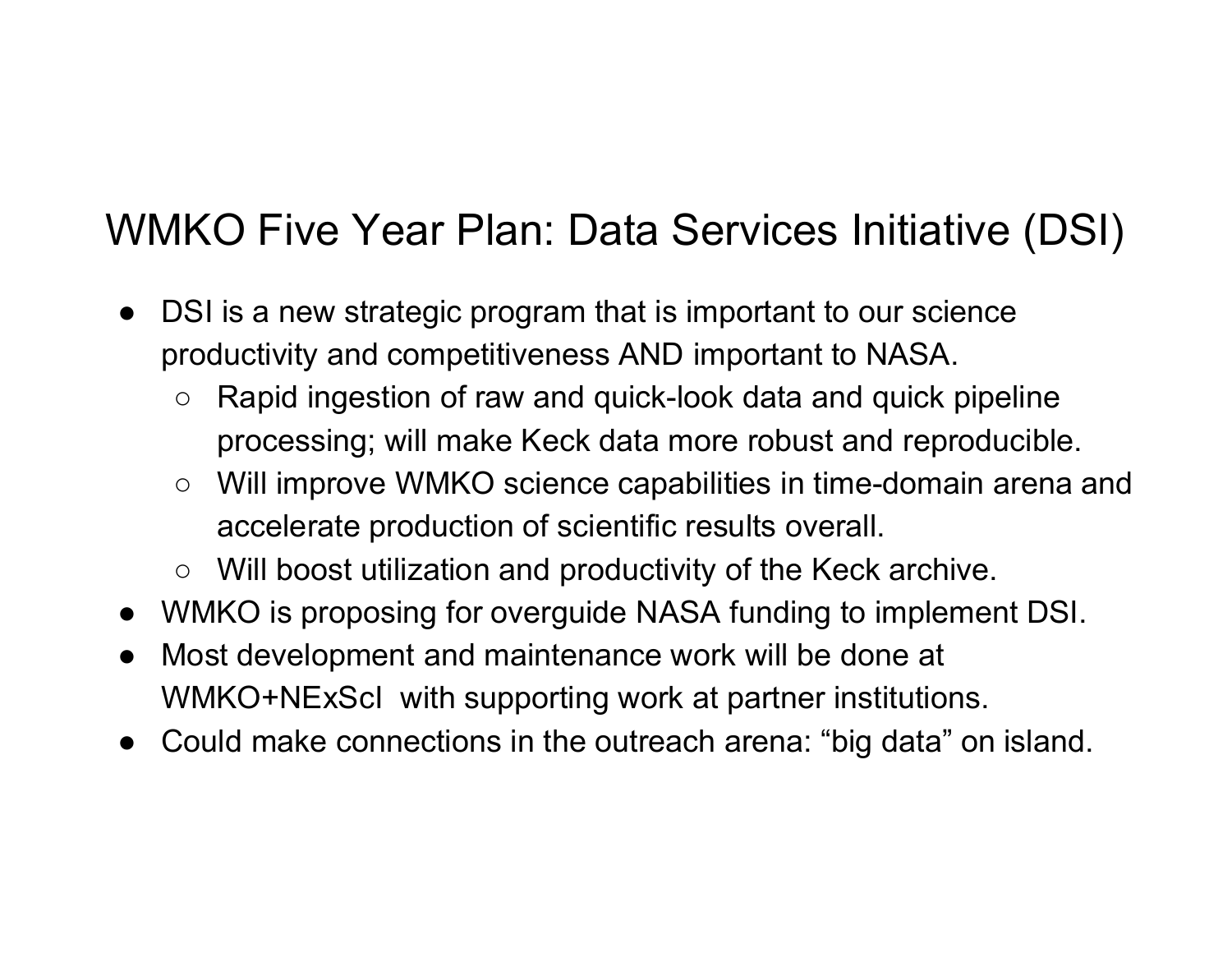# WMKO Five Year Plan: Data Services Initiative (DSI)

- DSI is a new strategic program that is important to our science productivity and competitiveness AND important to NASA.
  - Rapid ingestion of raw and quick-look data and quick pipeline processing; will make Keck data more robust and reproducible.
  - Will improve WMKO science capabilities in time-domain arena and accelerate production of scientific results overall.
  - Will boost utilization and productivity of the Keck archive.
- WMKO is proposing for overguide NASA funding to implement DSI.
- Most development and maintenance work will be done at WMKO+NExScI with supporting work at partner institutions.
- Could make connections in the outreach arena: “big data” on island.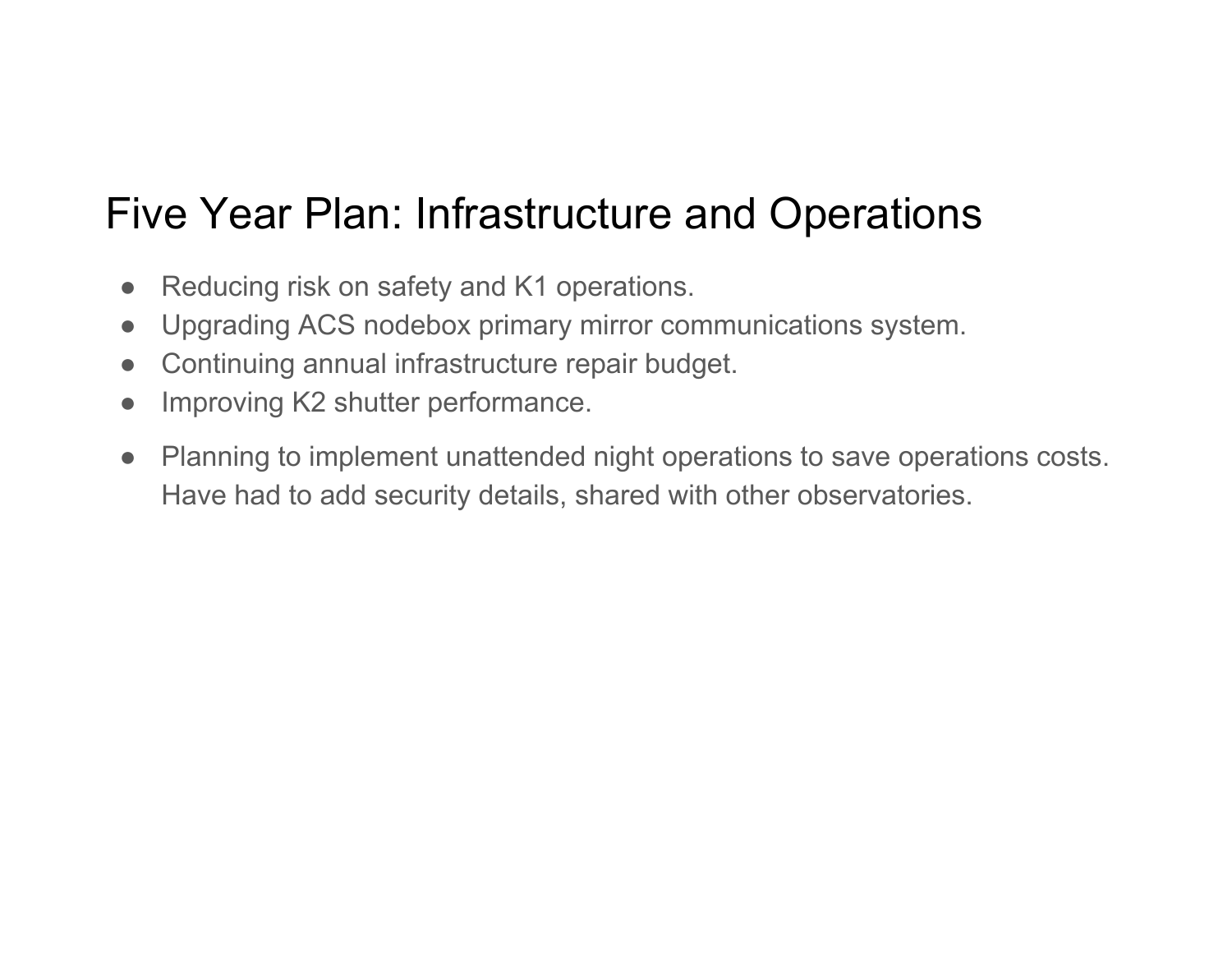# Five Year Plan: Infrastructure and Operations

- Reducing risk on safety and K1 operations.
- Upgrading ACS nodebox primary mirror communications system.
- Continuing annual infrastructure repair budget.
- Improving K2 shutter performance.
- Planning to implement unattended night operations to save operations costs. Have had to add security details, shared with other observatories.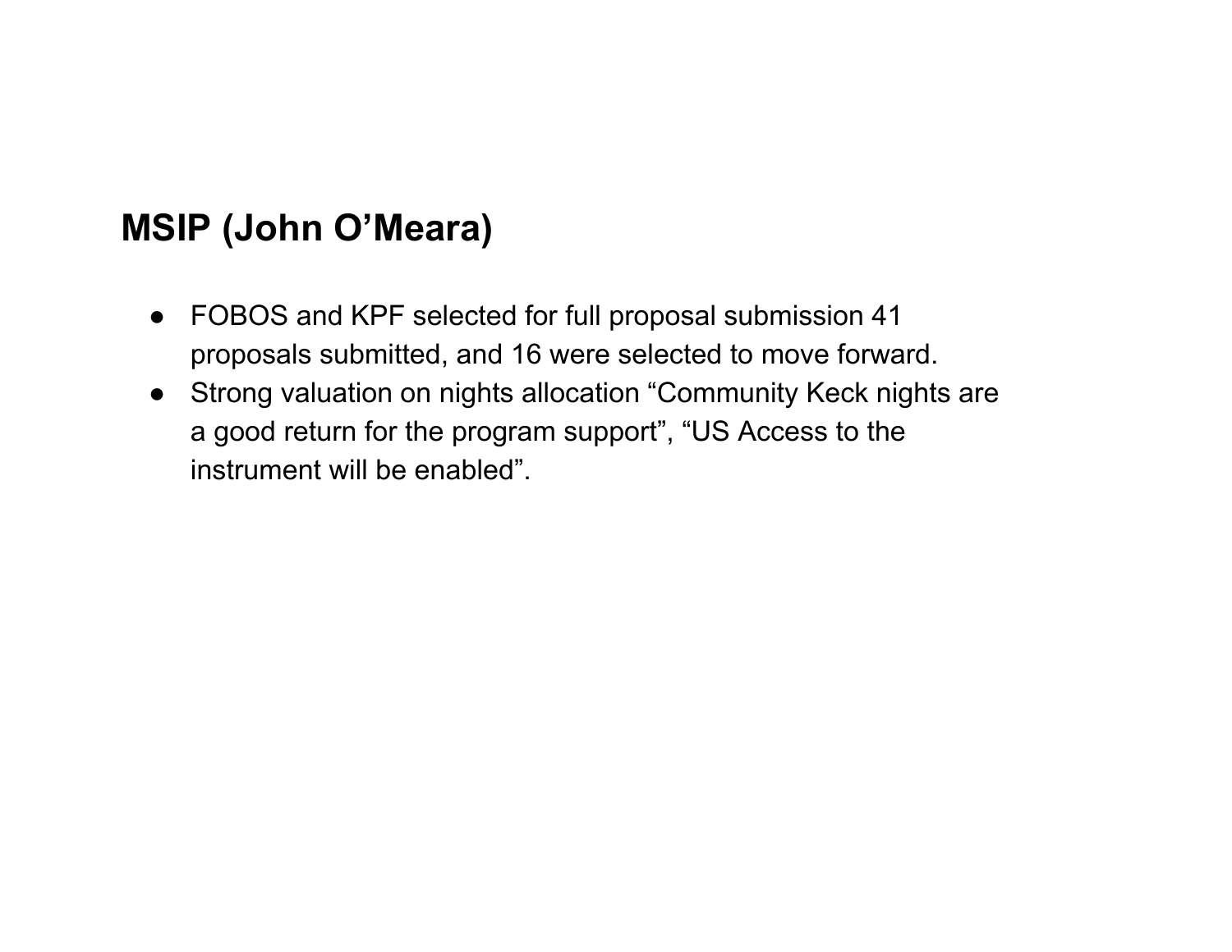## MSIP (John O'Meara)

- FOBOS and KPF selected for full proposal submission 41 proposals submitted, and 16 were selected to move forward.
- Strong valuation on nights allocation "Community Keck nights are a good return for the program support", "US Access to the instrument will be enabled".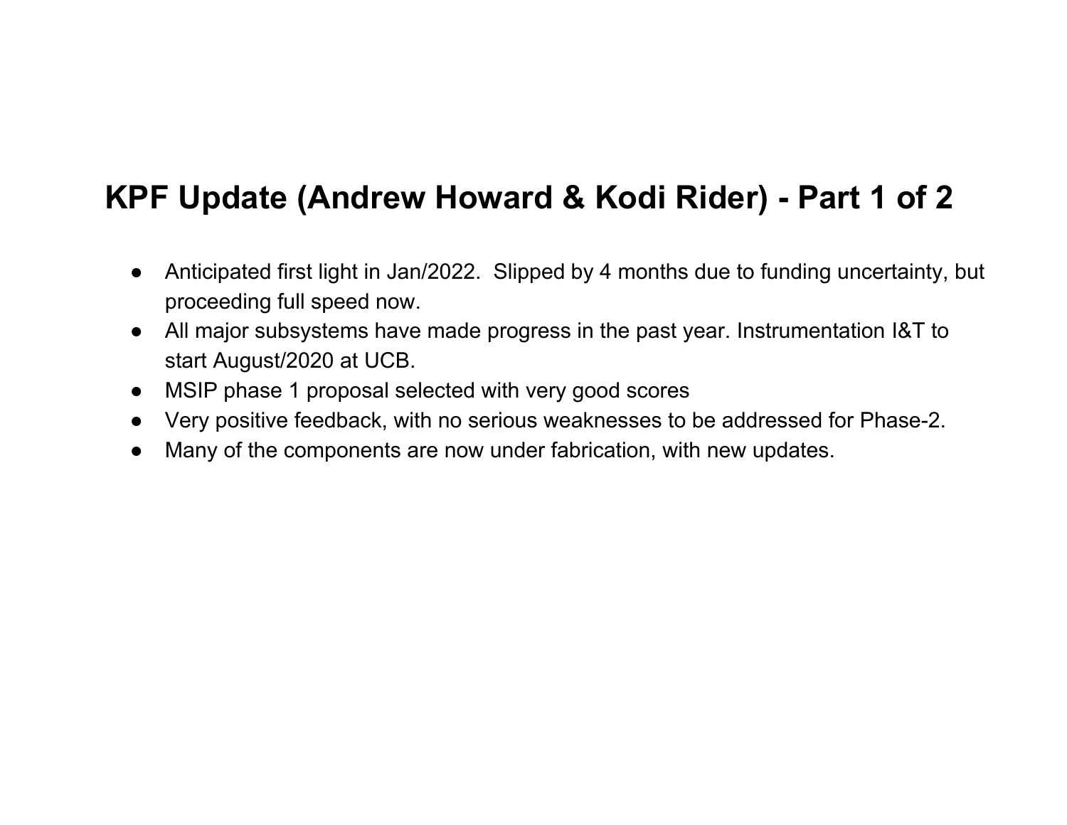# KPF Update (Andrew Howard & Kodi Rider) - Part 1 of 2

- Anticipated first light in Jan/2022. Slipped by 4 months due to funding uncertainty, but proceeding full speed now.
- All major subsystems have made progress in the past year. Instrumentation I&T to start August/2020 at UCB.
- MSIP phase 1 proposal selected with very good scores
- Very positive feedback, with no serious weaknesses to be addressed for Phase-2.
- Many of the components are now under fabrication, with new updates.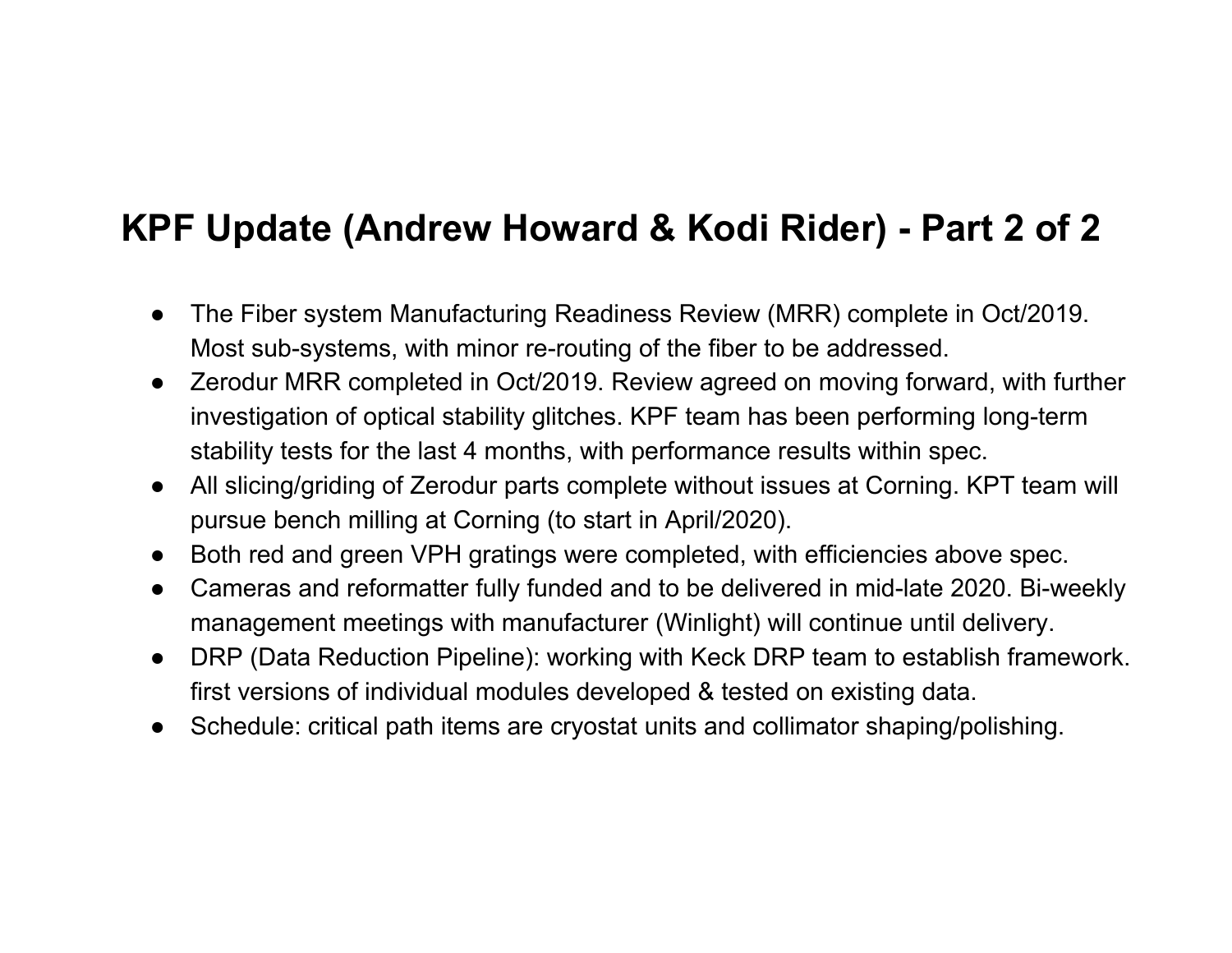# KPF Update (Andrew Howard & Kodi Rider) - Part 2 of 2

- The Fiber system Manufacturing Readiness Review (MRR) complete in Oct/2019. Most sub-systems, with minor re-routing of the fiber to be addressed.
- Zerodur MRR completed in Oct/2019. Review agreed on moving forward, with further investigation of optical stability glitches. KPF team has been performing long-term stability tests for the last 4 months, with performance results within spec.
- All slicing/griding of Zerodur parts complete without issues at Corning. KPT team will pursue bench milling at Corning (to start in April/2020).
- Both red and green VPH gratings were completed, with efficiencies above spec.
- Cameras and reformatter fully funded and to be delivered in mid-late 2020. Bi-weekly management meetings with manufacturer (Winlight) will continue until delivery.
- DRP (Data Reduction Pipeline): working with Keck DRP team to establish framework. first versions of individual modules developed & tested on existing data.
- Schedule: critical path items are cryostat units and collimator shaping/polishing.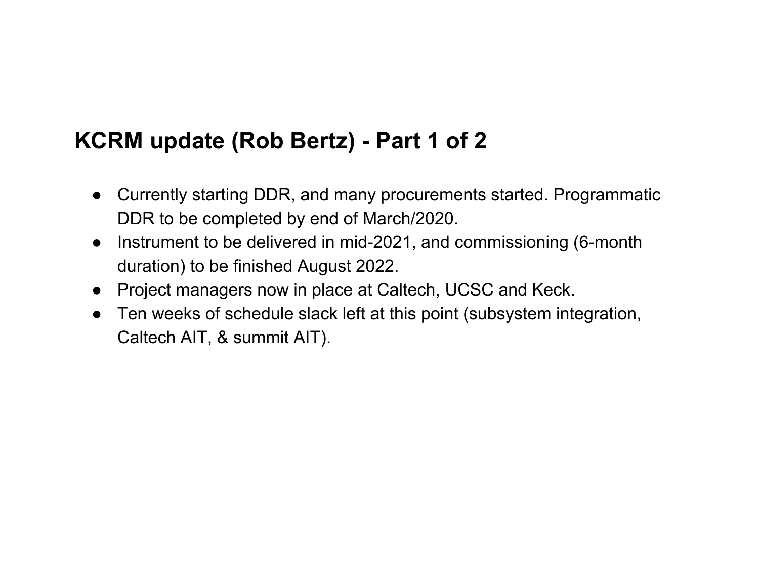## KCRM update (Rob Bertz) - Part 1 of 2

- Currently starting DDR, and many procurements started. Programmatic DDR to be completed by end of March/2020.
- Instrument to be delivered in mid-2021, and commissioning (6-month duration) to be finished August 2022.
- Project managers now in place at Caltech, UCSC and Keck.
- Ten weeks of schedule slack left at this point (subsystem integration, Caltech AIT, & summit AIT).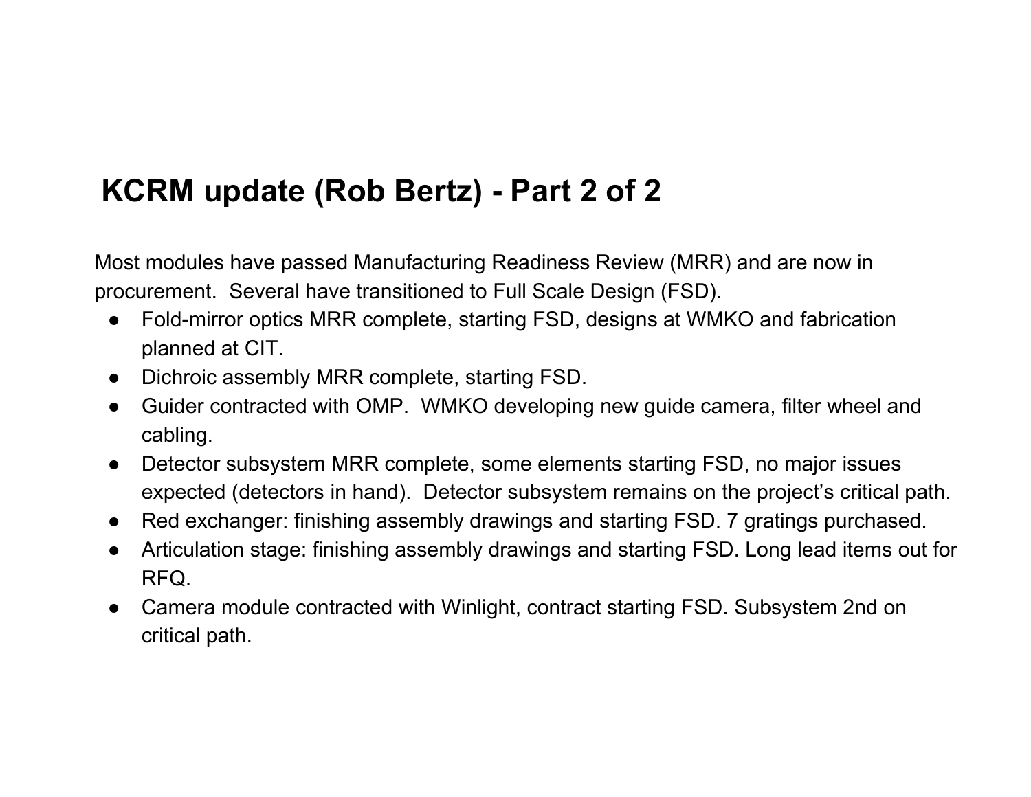# KCRM update (Rob Bertz) - Part 2 of 2

Most modules have passed Manufacturing Readiness Review (MRR) and are now in procurement. Several have transitioned to Full Scale Design (FSD).

- Fold-mirror optics MRR complete, starting FSD, designs at WMKO and fabrication planned at CIT.
- Dichroic assembly MRR complete, starting FSD.
- Guider contracted with OMP. WMKO developing new guide camera, filter wheel and cabling.
- Detector subsystem MRR complete, some elements starting FSD, no major issues expected (detectors in hand). Detector subsystem remains on the project's critical path.
- Red exchanger: finishing assembly drawings and starting FSD. 7 gratings purchased.
- Articulation stage: finishing assembly drawings and starting FSD. Long lead items out for RFQ.
- Camera module contracted with Winlight, contract starting FSD. Subsystem 2nd on critical path.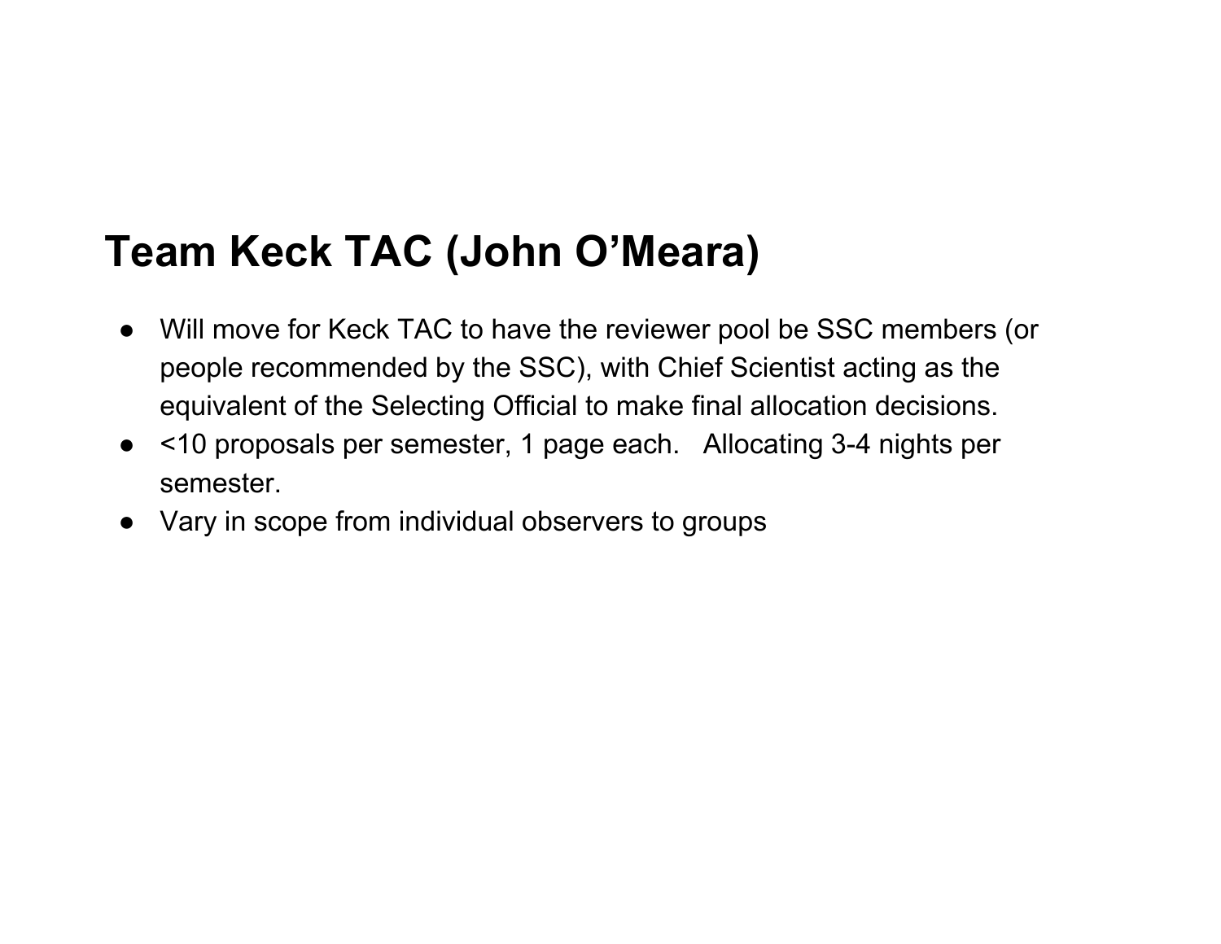## Team Keck TAC (John O'Meara)

- Will move for Keck TAC to have the reviewer pool be SSC members (or people recommended by the SSC), with Chief Scientist acting as the equivalent of the Selecting Official to make final allocation decisions.
- <10 proposals per semester, 1 page each. Allocating 3-4 nights per semester.
- Vary in scope from individual observers to groups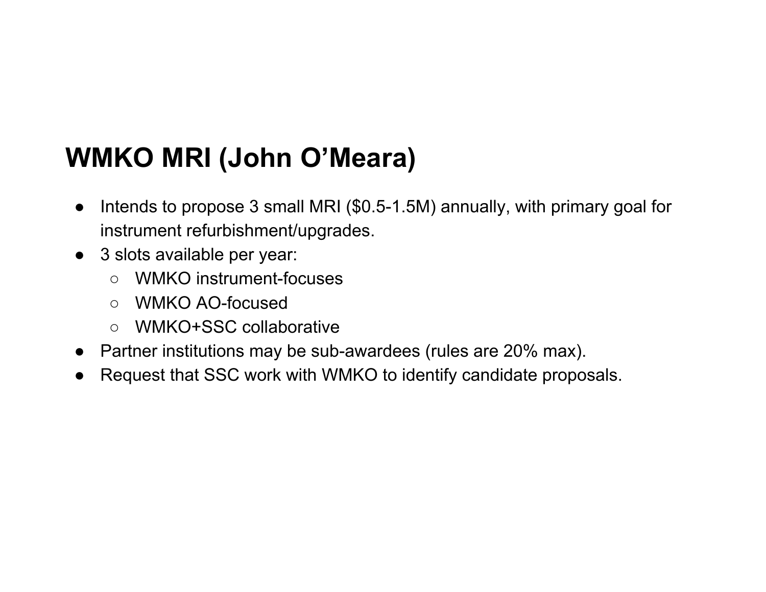# WMKO MRI (John O'Meara)

- Intends to propose 3 small MRI ($0.5-1.5M) annually, with primary goal for instrument refurbishment/upgrades.
- 3 slots available per year:
  - WMKO instrument-focuses
  - WMKO AO-focused
  - WMKO+SSC collaborative
- Partner institutions may be sub-awardees (rules are 20% max).
- Request that SSC work with WMKO to identify candidate proposals.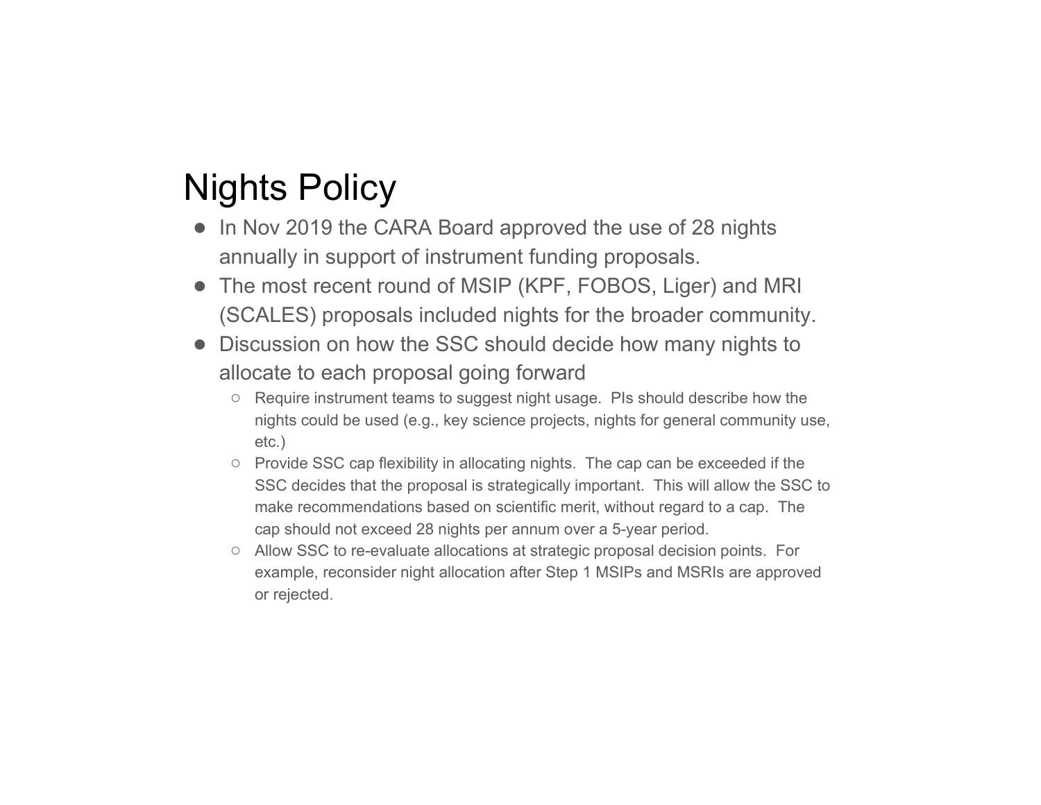# Nights Policy

- In Nov 2019 the CARA Board approved the use of 28 nights annually in support of instrument funding proposals.
- The most recent round of MSIP (KPF, FOBOS, Liger) and MRI (SCALES) proposals included nights for the broader community.
- Discussion on how the SSC should decide how many nights to allocate to each proposal going forward
  - Require instrument teams to suggest night usage. PIs should describe how the nights could be used (e.g., key science projects, nights for general community use, etc.)
  - Provide SSC cap flexibility in allocating nights. The cap can be exceeded if the SSC decides that the proposal is strategically important. This will allow the SSC to make recommendations based on scientific merit, without regard to a cap. The cap should not exceed 28 nights per annum over a 5-year period.
  - Allow SSC to re-evaluate allocations at strategic proposal decision points. For example, reconsider night allocation after Step 1 MSIPs and MSRIs are approved or rejected.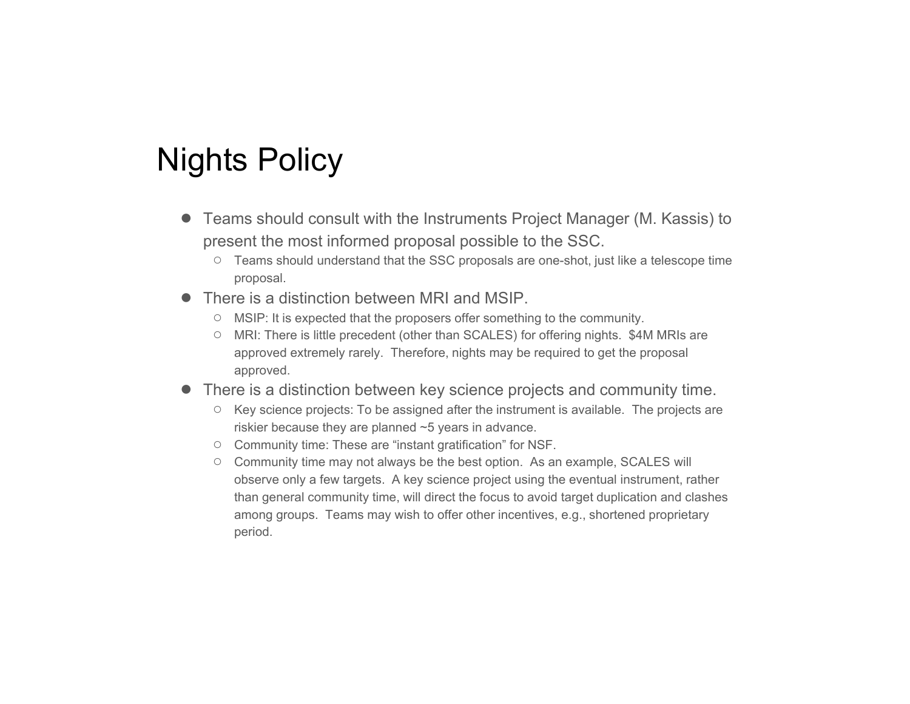# Nights Policy

- Teams should consult with the Instruments Project Manager (M. Kassis) to present the most informed proposal possible to the SSC.
  - Teams should understand that the SSC proposals are one-shot, just like a telescope time proposal.
- There is a distinction between MRI and MSIP.
  - MSIP: It is expected that the proposers offer something to the community.
  - MRI: There is little precedent (other than SCALES) for offering nights. $4M MRIs are approved extremely rarely. Therefore, nights may be required to get the proposal approved.
- There is a distinction between key science projects and community time.
  - Key science projects: To be assigned after the instrument is available. The projects are riskier because they are planned ~5 years in advance.
  - Community time: These are "instant gratification" for NSF.
  - Community time may not always be the best option. As an example, SCALES will observe only a few targets. A key science project using the eventual instrument, rather than general community time, will direct the focus to avoid target duplication and clashes among groups. Teams may wish to offer other incentives, e.g., shortened proprietary period.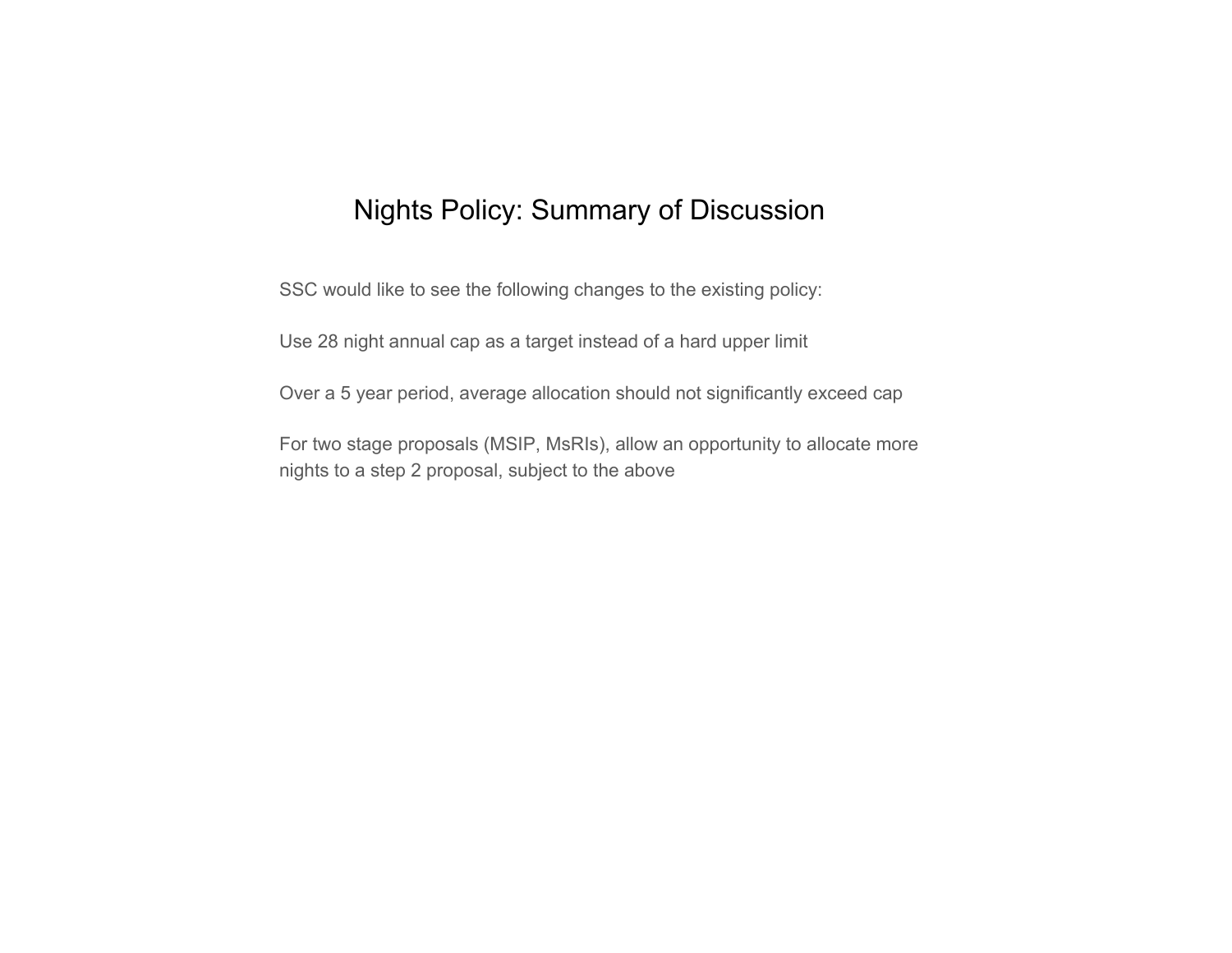# Nights Policy: Summary of Discussion

SSC would like to see the following changes to the existing policy:

Use 28 night annual cap as a target instead of a hard upper limit

Over a 5 year period, average allocation should not significantly exceed cap

For two stage proposals (MSIP, MsRIs), allow an opportunity to allocate more nights to a step 2 proposal, subject to the above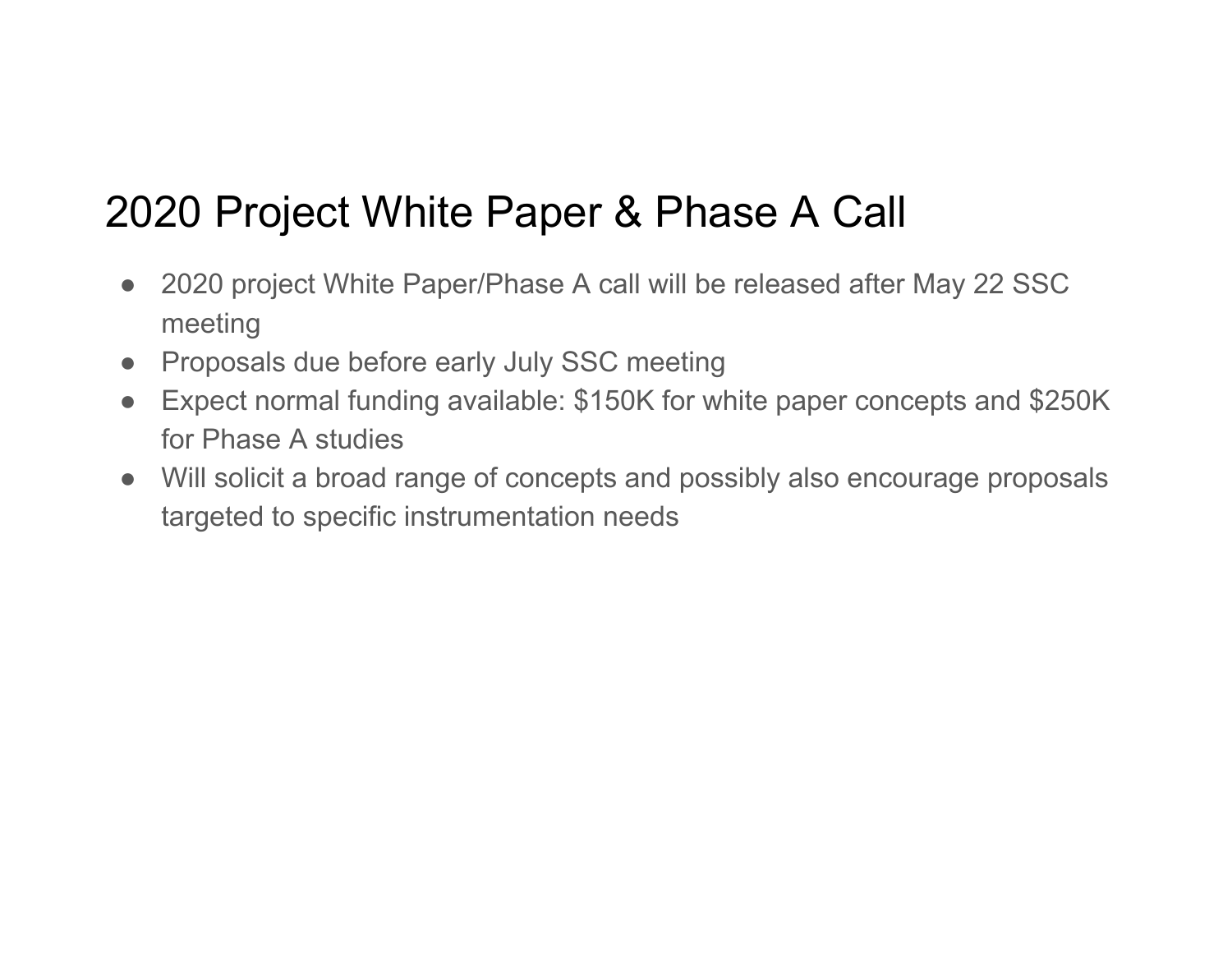# 2020 Project White Paper & Phase A Call

- 2020 project White Paper/Phase A call will be released after May 22 SSC meeting
- Proposals due before early July SSC meeting
- Expect normal funding available: $150K for white paper concepts and $250K for Phase A studies
- Will solicit a broad range of concepts and possibly also encourage proposals targeted to specific instrumentation needs